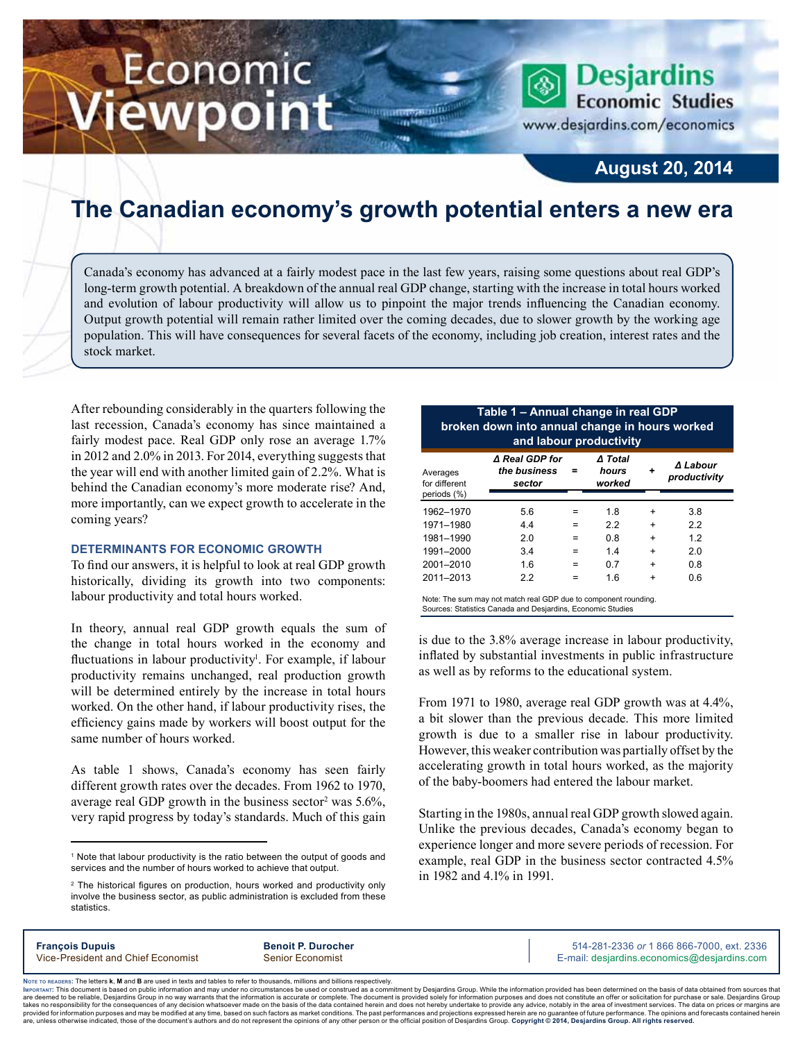Economic Viewpoint

Desjardins Economic Studies
www.desjardins.com/economics

**August 20, 2014**

# The Canadian economy's growth potential enters a new era

Canada's economy has advanced at a fairly modest pace in the last few years, raising some questions about real GDP's long-term growth potential. A breakdown of the annual real GDP change, starting with the increase in total hours worked and evolution of labour productivity will allow us to pinpoint the major trends influencing the Canadian economy. Output growth potential will remain rather limited over the coming decades, due to slower growth by the working age population. This will have consequences for several facets of the economy, including job creation, interest rates and the stock market.

After rebounding considerably in the quarters following the last recession, Canada's economy has since maintained a fairly modest pace. Real GDP only rose an average 1.7% in 2012 and 2.0% in 2013. For 2014, everything suggests that the year will end with another limited gain of 2.2%. What is behind the Canadian economy's more moderate rise? And, more importantly, can we expect growth to accelerate in the coming years?

## DETERMINANTS FOR ECONOMIC GROWTH

To find our answers, it is helpful to look at real GDP growth historically, dividing its growth into two components: labour productivity and total hours worked.

In theory, annual real GDP growth equals the sum of the change in total hours worked in the economy and fluctuations in labour productivity[1]. For example, if labour productivity remains unchanged, real production growth will be determined entirely by the increase in total hours worked. On the other hand, if labour productivity rises, the efficiency gains made by workers will boost output for the same number of hours worked.

As table 1 shows, Canada's economy has seen fairly different growth rates over the decades. From 1962 to 1970, average real GDP growth in the business sector[2] was 5.6%, very rapid progress by today's standards. Much of this gain is due to the 3.8% average increase in labour productivity, inflated by substantial investments in public infrastructure as well as by reforms to the educational system.

**Table 1 – Annual change in real GDP broken down into annual change in hours worked and labour productivity**

| Averages for different periods (%) | *Δ Real GDP for the business sector* | = | *Δ Total hours worked* | + | *Δ Labour productivity* |
|---|---|---|---|---|---|
| 1962–1970 | 5.6 | = | 1.8 | + | 3.8 |
| 1971–1980 | 4.4 | = | 2.2 | + | 2.2 |
| 1981–1990 | 2.0 | = | 0.8 | + | 1.2 |
| 1991–2000 | 3.4 | = | 1.4 | + | 2.0 |
| 2001–2010 | 1.6 | = | 0.7 | + | 0.8 |
| 2011–2013 | 2.2 | = | 1.6 | + | 0.6 |

Note: The sum may not match real GDP due to component rounding.
Sources: Statistics Canada and Desjardins, Economic Studies

From 1971 to 1980, average real GDP growth was at 4.4%, a bit slower than the previous decade. This more limited growth is due to a smaller rise in labour productivity. However, this weaker contribution was partially offset by the accelerating growth in total hours worked, as the majority of the baby-boomers had entered the labour market.

Starting in the 1980s, annual real GDP growth slowed again. Unlike the previous decades, Canada's economy began to experience longer and more severe periods of recession. For example, real GDP in the business sector contracted 4.5% in 1982 and 4.1% in 1991.

---

[1] Note that labour productivity is the ratio between the output of goods and services and the number of hours worked to achieve that output.

[2] The historical figures on production, hours worked and productivity only involve the business sector, as public administration is excluded from these statistics.

**François Dupuis**
Vice-President and Chief Economist

**Benoit P. Durocher**
Senior Economist

514-281-2336 *or* 1 866 866-7000, ext. 2336
E-mail: desjardins.economics@desjardins.com

**Note to readers:** The letters **k**, **M** and **B** are used in texts and tables to refer to thousands, millions and billions respectively.
**Important:** This document is based on public information and may under no circumstances be used or construed as a commitment by Desjardins Group. While the information provided has been determined on the basis of data obtained from sources that are deemed to be reliable, Desjardins Group in no way warrants that the information is accurate or complete. The document is provided solely for information purposes and does not constitute an offer or solicitation for purchase or sale. Desjardins Group takes no responsibility for the consequences of any decision whatsoever made on the basis of the data contained herein and does not hereby undertake to provide any advice, notably in the area of investment services. The data on prices or margins are provided for information purposes and may be modified at any time, based on such factors as market conditions. The past performances and projections expressed herein are no guarantee of future performance. The opinions and forecasts contained herein are, unless otherwise indicated, those of the document's authors and do not represent the opinions of any other person or the official position of Desjardins Group. **Copyright © 2014, Desjardins Group. All rights reserved.**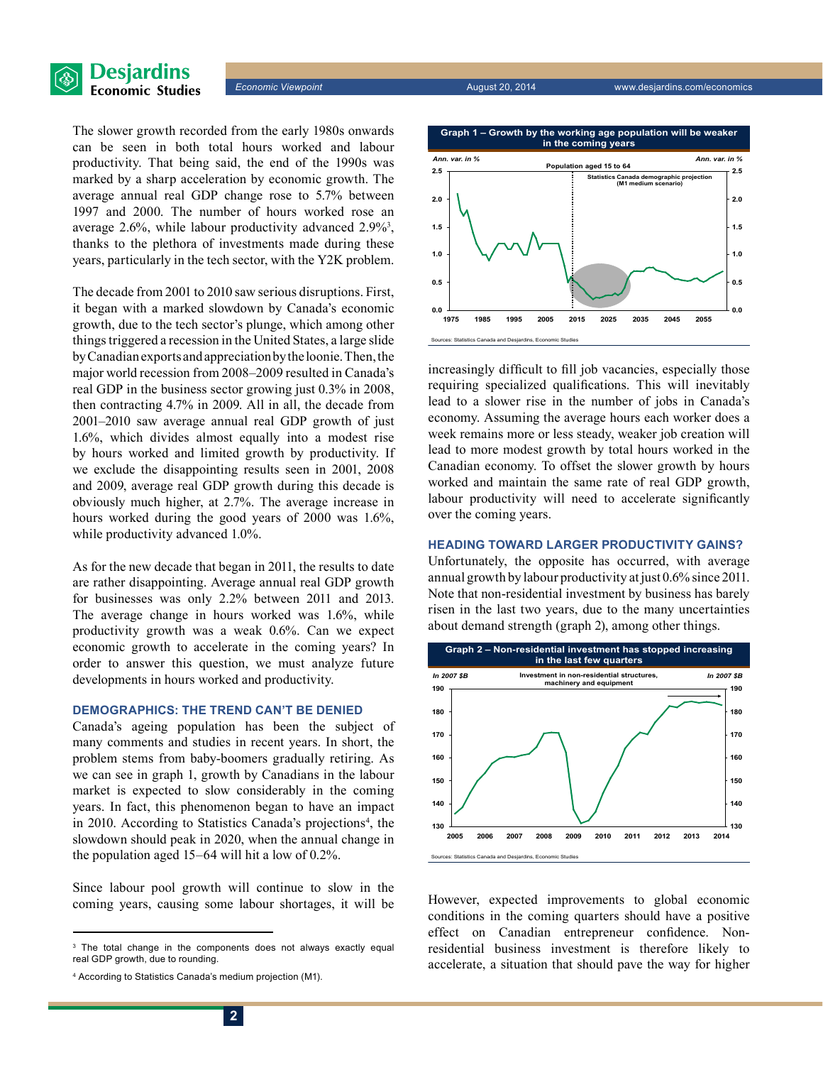The slower growth recorded from the early 1980s onwards can be seen in both total hours worked and labour productivity. That being said, the end of the 1990s was marked by a sharp acceleration by economic growth. The average annual real GDP change rose to 5.7% between 1997 and 2000. The number of hours worked rose an average 2.6%, while labour productivity advanced 2.9%[3], thanks to the plethora of investments made during these years, particularly in the tech sector, with the Y2K problem.

The decade from 2001 to 2010 saw serious disruptions. First, it began with a marked slowdown by Canada's economic growth, due to the tech sector's plunge, which among other things triggered a recession in the United States, a large slide by Canadian exports and appreciation by the loonie. Then, the major world recession from 2008–2009 resulted in Canada's real GDP in the business sector growing just 0.3% in 2008, then contracting 4.7% in 2009. All in all, the decade from 2001–2010 saw average annual real GDP growth of just 1.6%, which divides almost equally into a modest rise by hours worked and limited growth by productivity. If we exclude the disappointing results seen in 2001, 2008 and 2009, average real GDP growth during this decade is obviously much higher, at 2.7%. The average increase in hours worked during the good years of 2000 was 1.6%, while productivity advanced 1.0%.

As for the new decade that began in 2011, the results to date are rather disappointing. Average annual real GDP growth for businesses was only 2.2% between 2011 and 2013. The average change in hours worked was 1.6%, while productivity growth was a weak 0.6%. Can we expect economic growth to accelerate in the coming years? In order to answer this question, we must analyze future developments in hours worked and productivity.

### DEMOGRAPHICS: THE TREND CAN'T BE DENIED

Canada's ageing population has been the subject of many comments and studies in recent years. In short, the problem stems from baby-boomers gradually retiring. As we can see in graph 1, growth by Canadians in the labour market is expected to slow considerably in the coming years. In fact, this phenomenon began to have an impact in 2010. According to Statistics Canada's projections[4], the slowdown should peak in 2020, when the annual change in the population aged 15–64 will hit a low of 0.2%.

Since labour pool growth will continue to slow in the coming years, causing some labour shortages, it will be increasingly difficult to fill job vacancies, especially those requiring specialized qualifications. This will inevitably lead to a slower rise in the number of jobs in Canada's economy. Assuming the average hours each worker does a week remains more or less steady, weaker job creation will lead to more modest growth by total hours worked in the Canadian economy. To offset the slower growth by hours worked and maintain the same rate of real GDP growth, labour productivity will need to accelerate significantly over the coming years.

**Graph 1 – Growth by the working age population will be weaker in the coming years**

Population aged 15 to 64 (Ann. var. in %); Statistics Canada demographic projection (M1 medium scenario)

Sources: Statistics Canada and Desjardins, Economic Studies

### HEADING TOWARD LARGER PRODUCTIVITY GAINS?

Unfortunately, the opposite has occurred, with average annual growth by labour productivity at just 0.6% since 2011. Note that non-residential investment by business has barely risen in the last two years, due to the many uncertainties about demand strength (graph 2), among other things.

**Graph 2 – Non-residential investment has stopped increasing in the last few quarters**

Investment in non-residential structures, machinery and equipment (In 2007 $B)

Sources: Statistics Canada and Desjardins, Economic Studies

However, expected improvements to global economic conditions in the coming quarters should have a positive effect on Canadian entrepreneur confidence. Non-residential business investment is therefore likely to accelerate, a situation that should pave the way for higher

---

[3] The total change in the components does not always exactly equal real GDP growth, due to rounding.

[4] According to Statistics Canada's medium projection (M1).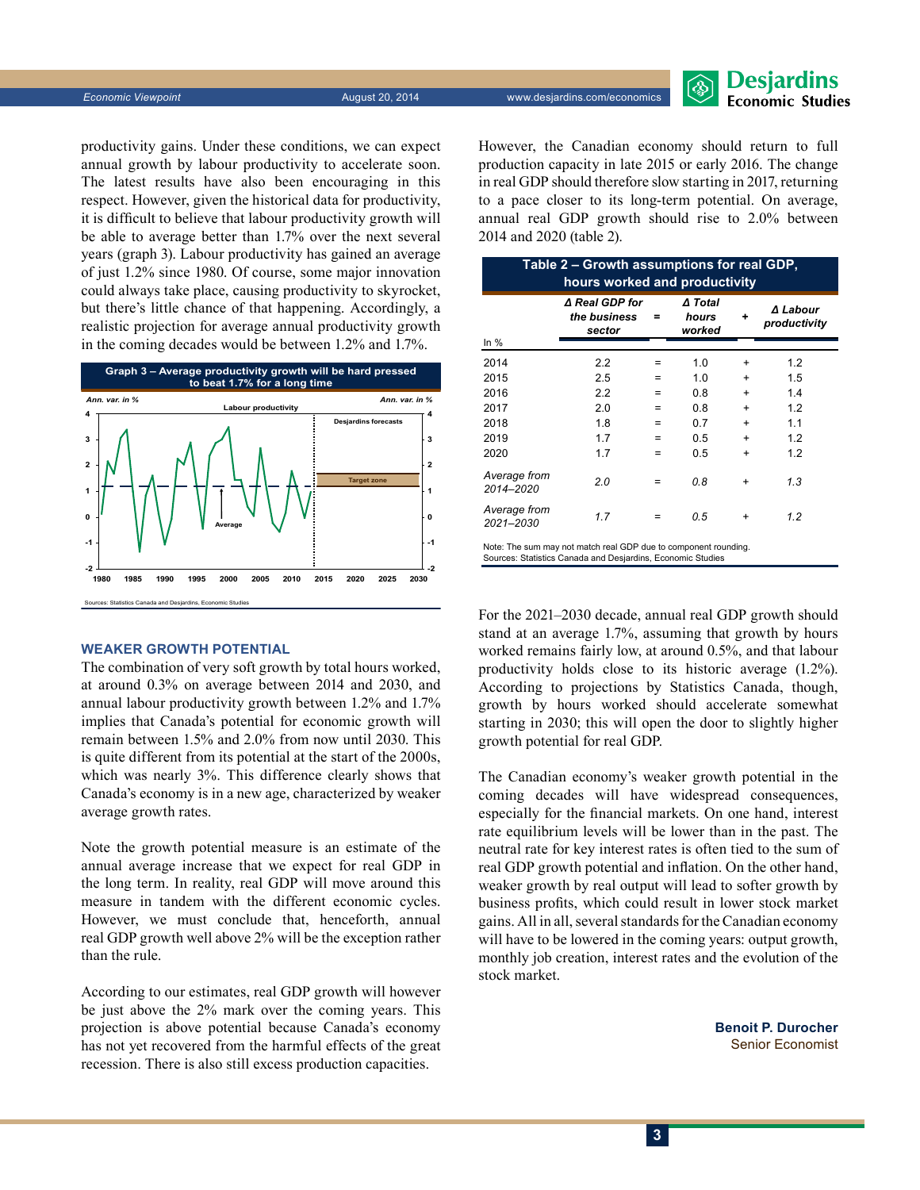productivity gains. Under these conditions, we can expect annual growth by labour productivity to accelerate soon. The latest results have also been encouraging in this respect. However, given the historical data for productivity, it is difficult to believe that labour productivity growth will be able to average better than 1.7% over the next several years (graph 3). Labour productivity has gained an average of just 1.2% since 1980. Of course, some major innovation could always take place, causing productivity to skyrocket, but there's little chance of that happening. Accordingly, a realistic projection for average annual productivity growth in the coming decades would be between 1.2% and 1.7%.

**Graph 3 – Average productivity growth will be hard pressed to beat 1.7% for a long time**

Ann. var. in %

Ann. var. in %

Labour productivity

Desjardins forecasts

Target zone

Average

4
3
2
1
0
-1
-2

1980 1985 1990 1995 2000 2005 2010 2015 2020 2025 2030

Sources: Statistics Canada and Desjardins, Economic Studies

### WEAKER GROWTH POTENTIAL

The combination of very soft growth by total hours worked, at around 0.3% on average between 2014 and 2030, and annual labour productivity growth between 1.2% and 1.7% implies that Canada's potential for economic growth will remain between 1.5% and 2.0% from now until 2030. This is quite different from its potential at the start of the 2000s, which was nearly 3%. This difference clearly shows that Canada's economy is in a new age, characterized by weaker average growth rates.

Note the growth potential measure is an estimate of the annual average increase that we expect for real GDP in the long term. In reality, real GDP will move around this measure in tandem with the different economic cycles. However, we must conclude that, henceforth, annual real GDP growth well above 2% will be the exception rather than the rule.

According to our estimates, real GDP growth will however be just above the 2% mark over the coming years. This projection is above potential because Canada's economy has not yet recovered from the harmful effects of the great recession. There is also still excess production capacities. However, the Canadian economy should return to full production capacity in late 2015 or early 2016. The change in real GDP should therefore slow starting in 2017, returning to a pace closer to its long-term potential. On average, annual real GDP growth should rise to 2.0% between 2014 and 2020 (table 2).

**Table 2 – Growth assumptions for real GDP, hours worked and productivity**

| In % | *Δ Real GDP for the business sector* | = | *Δ Total hours worked* | + | *Δ Labour productivity* |
|---|---|---|---|---|---|
| 2014 | 2.2 | = | 1.0 | + | 1.2 |
| 2015 | 2.5 | = | 1.0 | + | 1.5 |
| 2016 | 2.2 | = | 0.8 | + | 1.4 |
| 2017 | 2.0 | = | 0.8 | + | 1.2 |
| 2018 | 1.8 | = | 0.7 | + | 1.1 |
| 2019 | 1.7 | = | 0.5 | + | 1.2 |
| 2020 | 1.7 | = | 0.5 | + | 1.2 |
| *Average from 2014–2020* | *2.0* | = | *0.8* | + | *1.3* |
| *Average from 2021–2030* | *1.7* | = | *0.5* | + | *1.2* |

Note: The sum may not match real GDP due to component rounding.
Sources: Statistics Canada and Desjardins, Economic Studies

For the 2021–2030 decade, annual real GDP growth should stand at an average 1.7%, assuming that growth by hours worked remains fairly low, at around 0.5%, and that labour productivity holds close to its historic average (1.2%). According to projections by Statistics Canada, though, growth by hours worked should accelerate somewhat starting in 2030; this will open the door to slightly higher growth potential for real GDP.

The Canadian economy's weaker growth potential in the coming decades will have widespread consequences, especially for the financial markets. On one hand, interest rate equilibrium levels will be lower than in the past. The neutral rate for key interest rates is often tied to the sum of real GDP growth potential and inflation. On the other hand, weaker growth by real output will lead to softer growth by business profits, which could result in lower stock market gains. All in all, several standards for the Canadian economy will have to be lowered in the coming years: output growth, monthly job creation, interest rates and the evolution of the stock market.

**Benoit P. Durocher**
Senior Economist